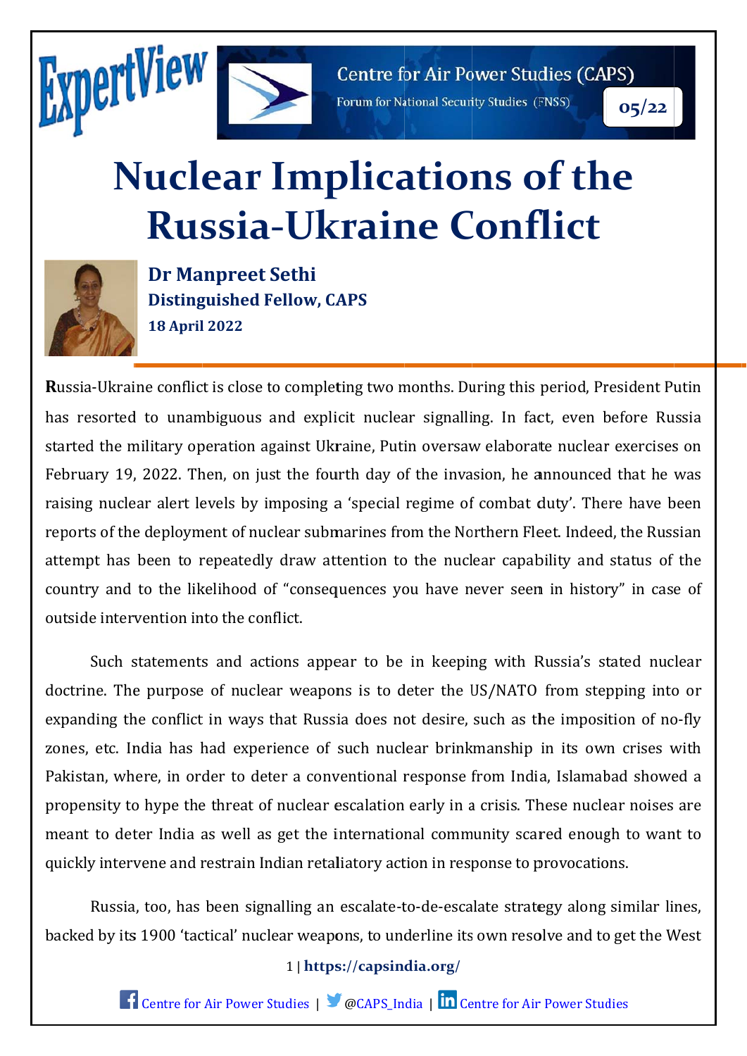ExpertView

Centre for Air Power Studies (CAPS)

Forum for National Security Studies (FNSS)

05/22

# Nuclear Implications of the Russia-Ukraine Conflict

**Dr Manpreet Sethi**
**Distinguished Fellow, CAPS**
**18 April 2022**

Russia-Ukraine conflict is close to completing two months. During this period, President Putin has resorted to unambiguous and explicit nuclear signalling. In fact, even before Russia started the military operation against Ukraine, Putin oversaw elaborate nuclear exercises on February 19, 2022. Then, on just the fourth day of the invasion, he announced that he was raising nuclear alert levels by imposing a 'special regime of combat duty'. There have been reports of the deployment of nuclear submarines from the Northern Fleet. Indeed, the Russian attempt has been to repeatedly draw attention to the nuclear capability and status of the country and to the likelihood of "consequences you have never seen in history" in case of outside intervention into the conflict.

Such statements and actions appear to be in keeping with Russia's stated nuclear doctrine. The purpose of nuclear weapons is to deter the US/NATO from stepping into or expanding the conflict in ways that Russia does not desire, such as the imposition of no-fly zones, etc. India has had experience of such nuclear brinkmanship in its own crises with Pakistan, where, in order to deter a conventional response from India, Islamabad showed a propensity to hype the threat of nuclear escalation early in a crisis. These nuclear noises are meant to deter India as well as get the international community scared enough to want to quickly intervene and restrain Indian retaliatory action in response to provocations.

Russia, too, has been signalling an escalate-to-de-escalate strategy along similar lines, backed by its 1900 'tactical' nuclear weapons, to underline its own resolve and to get the West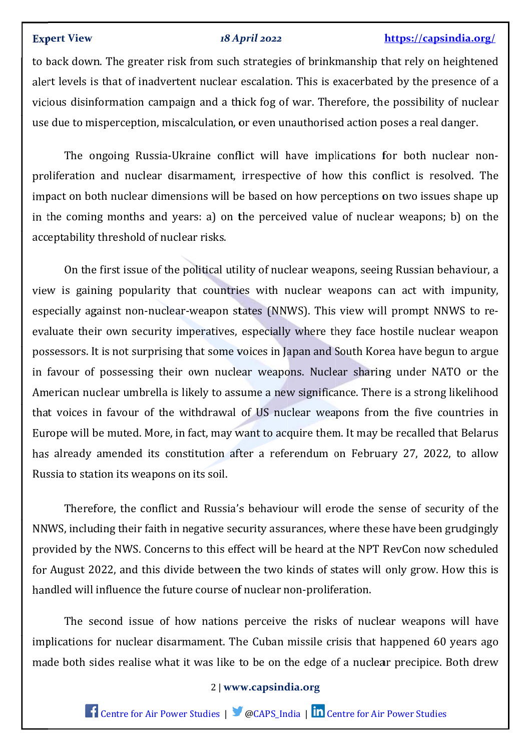to back down. The greater risk from such strategies of brinkmanship that rely on heightened alert levels is that of inadvertent nuclear escalation. This is exacerbated by the presence of a vicious disinformation campaign and a thick fog of war. Therefore, the possibility of nuclear use due to misperception, miscalculation, or even unauthorised action poses a real danger.

The ongoing Russia-Ukraine conflict will have implications for both nuclear non-proliferation and nuclear disarmament, irrespective of how this conflict is resolved. The impact on both nuclear dimensions will be based on how perceptions on two issues shape up in the coming months and years: a) on the perceived value of nuclear weapons; b) on the acceptability threshold of nuclear risks.

On the first issue of the political utility of nuclear weapons, seeing Russian behaviour, a view is gaining popularity that countries with nuclear weapons can act with impunity, especially against non-nuclear-weapon states (NNWS). This view will prompt NNWS to re-evaluate their own security imperatives, especially where they face hostile nuclear weapon possessors. It is not surprising that some voices in Japan and South Korea have begun to argue in favour of possessing their own nuclear weapons. Nuclear sharing under NATO or the American nuclear umbrella is likely to assume a new significance. There is a strong likelihood that voices in favour of the withdrawal of US nuclear weapons from the five countries in Europe will be muted. More, in fact, may want to acquire them. It may be recalled that Belarus has already amended its constitution after a referendum on February 27, 2022, to allow Russia to station its weapons on its soil.

Therefore, the conflict and Russia's behaviour will erode the sense of security of the NNWS, including their faith in negative security assurances, where these have been grudgingly provided by the NWS. Concerns to this effect will be heard at the NPT RevCon now scheduled for August 2022, and this divide between the two kinds of states will only grow. How this is handled will influence the future course of nuclear non-proliferation.

The second issue of how nations perceive the risks of nuclear weapons will have implications for nuclear disarmament. The Cuban missile crisis that happened 60 years ago made both sides realise what it was like to be on the edge of a nuclear precipice. Both drew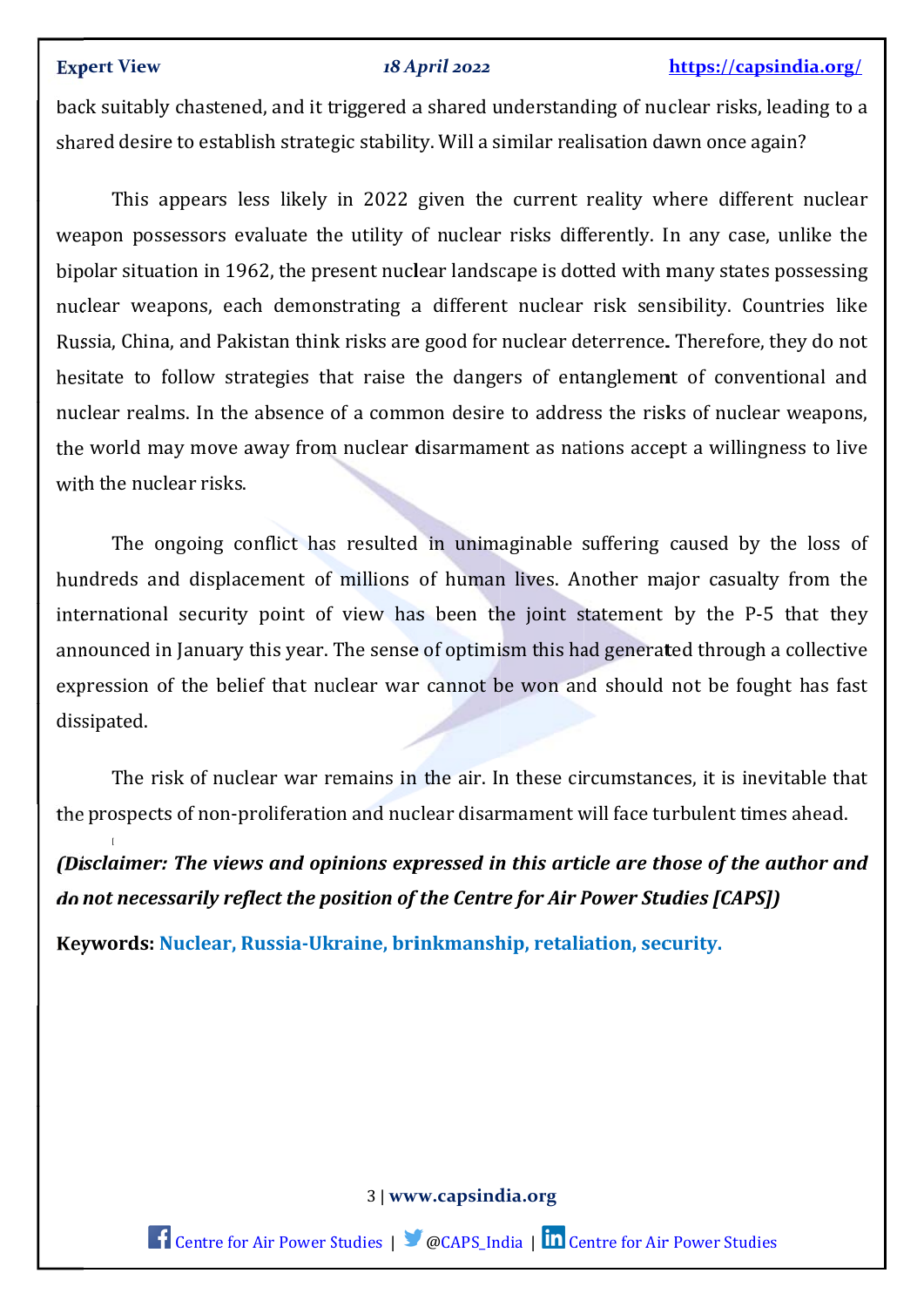back suitably chastened, and it triggered a shared understanding of nuclear risks, leading to a shared desire to establish strategic stability. Will a similar realisation dawn once again?

This appears less likely in 2022 given the current reality where different nuclear weapon possessors evaluate the utility of nuclear risks differently. In any case, unlike the bipolar situation in 1962, the present nuclear landscape is dotted with many states possessing nuclear weapons, each demonstrating a different nuclear risk sensibility. Countries like Russia, China, and Pakistan think risks are good for nuclear deterrence. Therefore, they do not hesitate to follow strategies that raise the dangers of entanglement of conventional and nuclear realms. In the absence of a common desire to address the risks of nuclear weapons, the world may move away from nuclear disarmament as nations accept a willingness to live with the nuclear risks.

The ongoing conflict has resulted in unimaginable suffering caused by the loss of hundreds and displacement of millions of human lives. Another major casualty from the international security point of view has been the joint statement by the P-5 that they announced in January this year. The sense of optimism this had generated through a collective expression of the belief that nuclear war cannot be won and should not be fought has fast dissipated.

The risk of nuclear war remains in the air. In these circumstances, it is inevitable that the prospects of non-proliferation and nuclear disarmament will face turbulent times ahead.

***(Disclaimer: The views and opinions expressed in this article are those of the author and do not necessarily reflect the position of the Centre for Air Power Studies [CAPS])***

**Keywords:** **Nuclear, Russia-Ukraine, brinkmanship, retaliation, security.**